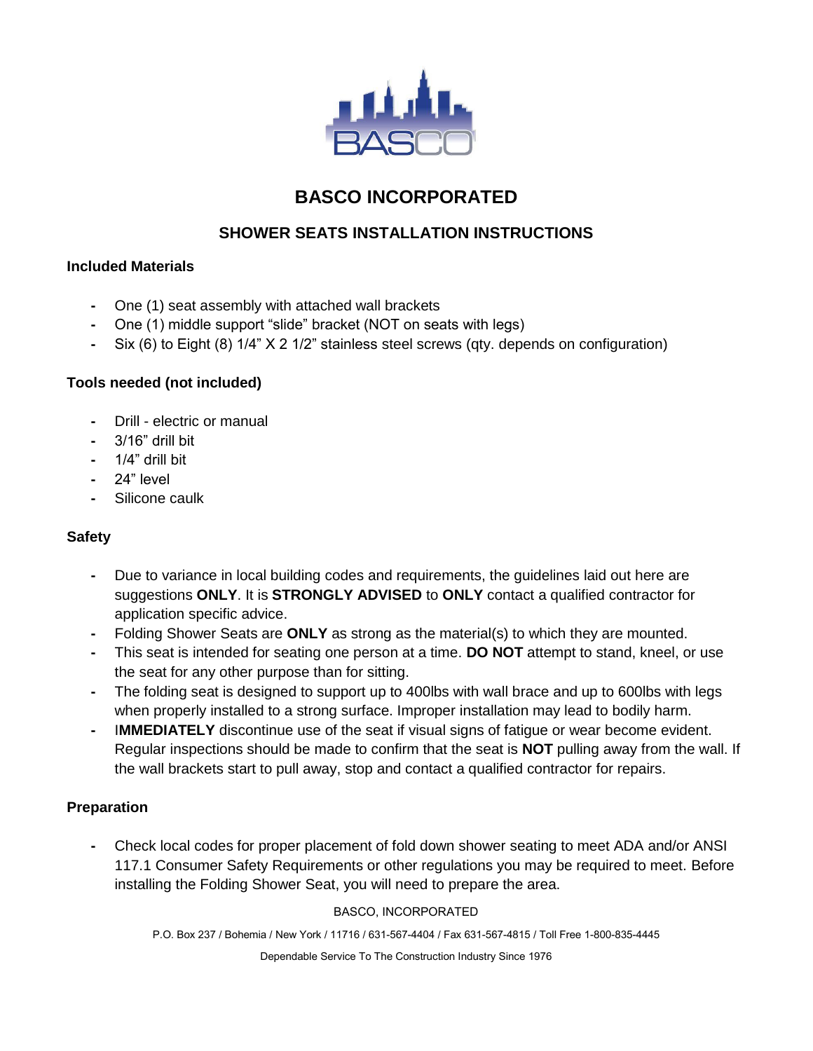# BASCO INCORPORATED

## SHOWER SEATS INSTALLATION INSTRUCTIONS

### Included Materials

- One (1) seat assembly with attached wall brackets
- One (1) middle support "slide" bracket (NOT on seats with legs)
- Six (6) to Eight (8) 1/4" X 2 1/2" stainless steel screws (qty. depends on configuration)

### Tools needed (not included)

- Drill - electric or manual
- 3/16" drill bit
- 1/4" drill bit
- 24" level
- Silicone caulk

### Safety

- Due to variance in local building codes and requirements, the guidelines laid out here are suggestions **ONLY**. It is **STRONGLY ADVISED** to **ONLY** contact a qualified contractor for application specific advice.
- Folding Shower Seats are **ONLY** as strong as the material(s) to which they are mounted.
- This seat is intended for seating one person at a time. **DO NOT** attempt to stand, kneel, or use the seat for any other purpose than for sitting.
- The folding seat is designed to support up to 400lbs with wall brace and up to 600lbs with legs when properly installed to a strong surface. Improper installation may lead to bodily harm.
- I**MMEDIATELY** discontinue use of the seat if visual signs of fatigue or wear become evident. Regular inspections should be made to confirm that the seat is **NOT** pulling away from the wall. If the wall brackets start to pull away, stop and contact a qualified contractor for repairs.

### Preparation

- Check local codes for proper placement of fold down shower seating to meet ADA and/or ANSI 117.1 Consumer Safety Requirements or other regulations you may be required to meet. Before installing the Folding Shower Seat, you will need to prepare the area.

BASCO, INCORPORATED

P.O. Box 237 / Bohemia / New York / 11716 / 631-567-4404 / Fax 631-567-4815 / Toll Free 1-800-835-4445

Dependable Service To The Construction Industry Since 1976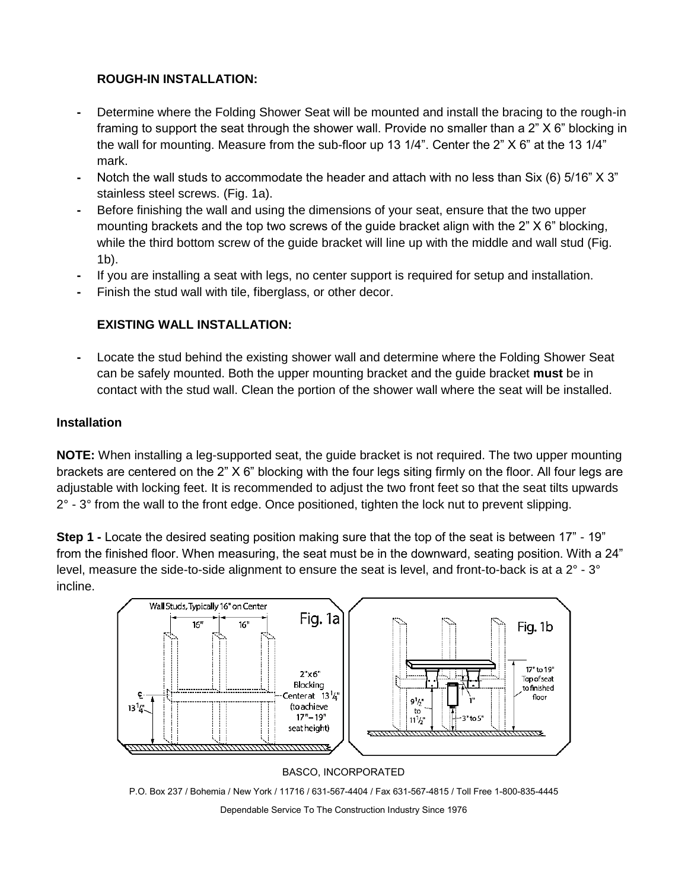### ROUGH-IN INSTALLATION:

- Determine where the Folding Shower Seat will be mounted and install the bracing to the rough-in framing to support the seat through the shower wall. Provide no smaller than a 2” X 6” blocking in the wall for mounting. Measure from the sub-floor up 13 1/4”. Center the 2” X 6” at the 13 1/4” mark.
- Notch the wall studs to accommodate the header and attach with no less than Six (6) 5/16” X 3” stainless steel screws. (Fig. 1a).
- Before finishing the wall and using the dimensions of your seat, ensure that the two upper mounting brackets and the top two screws of the guide bracket align with the 2” X 6” blocking, while the third bottom screw of the guide bracket will line up with the middle and wall stud (Fig. 1b).
- If you are installing a seat with legs, no center support is required for setup and installation.
- Finish the stud wall with tile, fiberglass, or other decor.

### EXISTING WALL INSTALLATION:

- Locate the stud behind the existing shower wall and determine where the Folding Shower Seat can be safely mounted. Both the upper mounting bracket and the guide bracket **must** be in contact with the stud wall. Clean the portion of the shower wall where the seat will be installed.

### Installation

**NOTE:** When installing a leg-supported seat, the guide bracket is not required. The two upper mounting brackets are centered on the 2” X 6” blocking with the four legs siting firmly on the floor. All four legs are adjustable with locking feet. It is recommended to adjust the two front feet so that the seat tilts upwards 2° - 3° from the wall to the front edge. Once positioned, tighten the lock nut to prevent slipping.

**Step 1 -** Locate the desired seating position making sure that the top of the seat is between 17” - 19” from the finished floor. When measuring, the seat must be in the downward, seating position. With a 24” level, measure the side-to-side alignment to ensure the seat is level, and front-to-back is at a 2° - 3° incline.

Fig. 1a — Wall Studs, Typically 16" on Center; 16"; 16"; 2"x6" Blocking Center at 13 1/4" (to achieve 17"–19" seat height); 13 1/4"

Fig. 1b — 17" to 19" Top of seat to finished floor; 1"; 9 1/2" to 11 1/2"; 3" to 5"

BASCO, INCORPORATED

P.O. Box 237 / Bohemia / New York / 11716 / 631-567-4404 / Fax 631-567-4815 / Toll Free 1-800-835-4445

Dependable Service To The Construction Industry Since 1976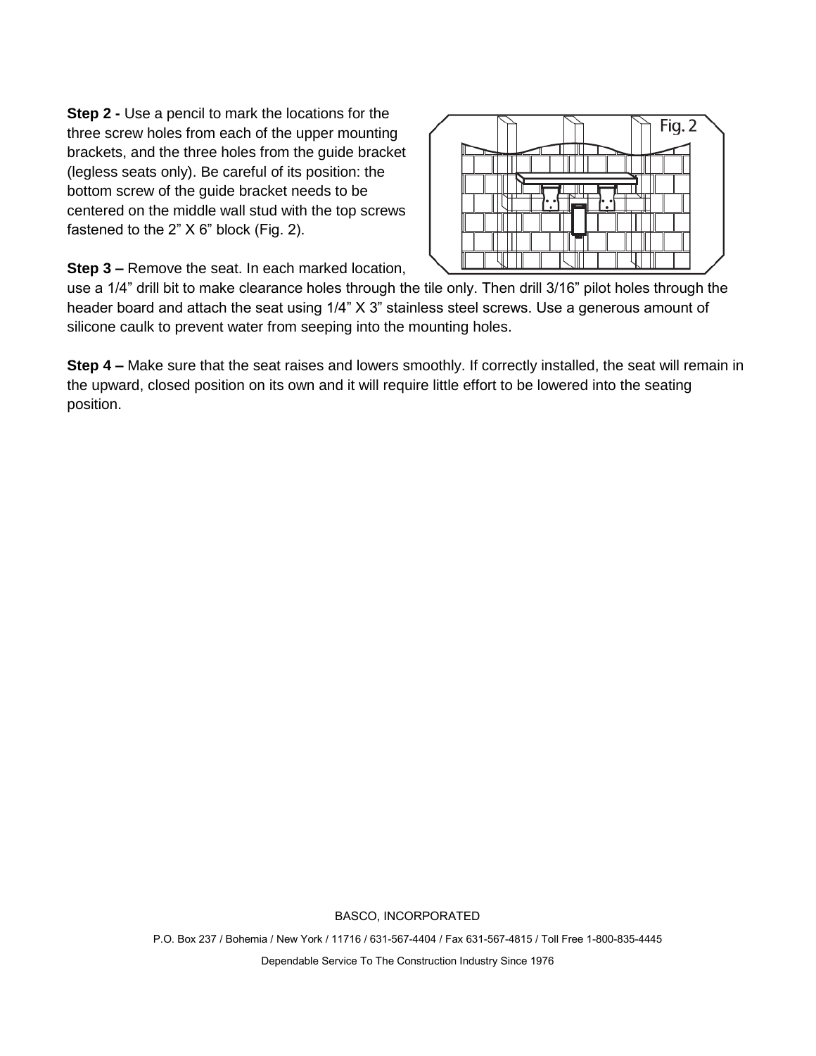**Step 2 -** Use a pencil to mark the locations for the three screw holes from each of the upper mounting brackets, and the three holes from the guide bracket (legless seats only). Be careful of its position: the bottom screw of the guide bracket needs to be centered on the middle wall stud with the top screws fastened to the 2” X 6” block (Fig. 2).

Fig. 2

**Step 3 –** Remove the seat. In each marked location, use a 1/4” drill bit to make clearance holes through the tile only. Then drill 3/16” pilot holes through the header board and attach the seat using 1/4” X 3” stainless steel screws. Use a generous amount of silicone caulk to prevent water from seeping into the mounting holes.

**Step 4 –** Make sure that the seat raises and lowers smoothly. If correctly installed, the seat will remain in the upward, closed position on its own and it will require little effort to be lowered into the seating position.

BASCO, INCORPORATED

P.O. Box 237 / Bohemia / New York / 11716 / 631-567-4404 / Fax 631-567-4815 / Toll Free 1-800-835-4445

Dependable Service To The Construction Industry Since 1976